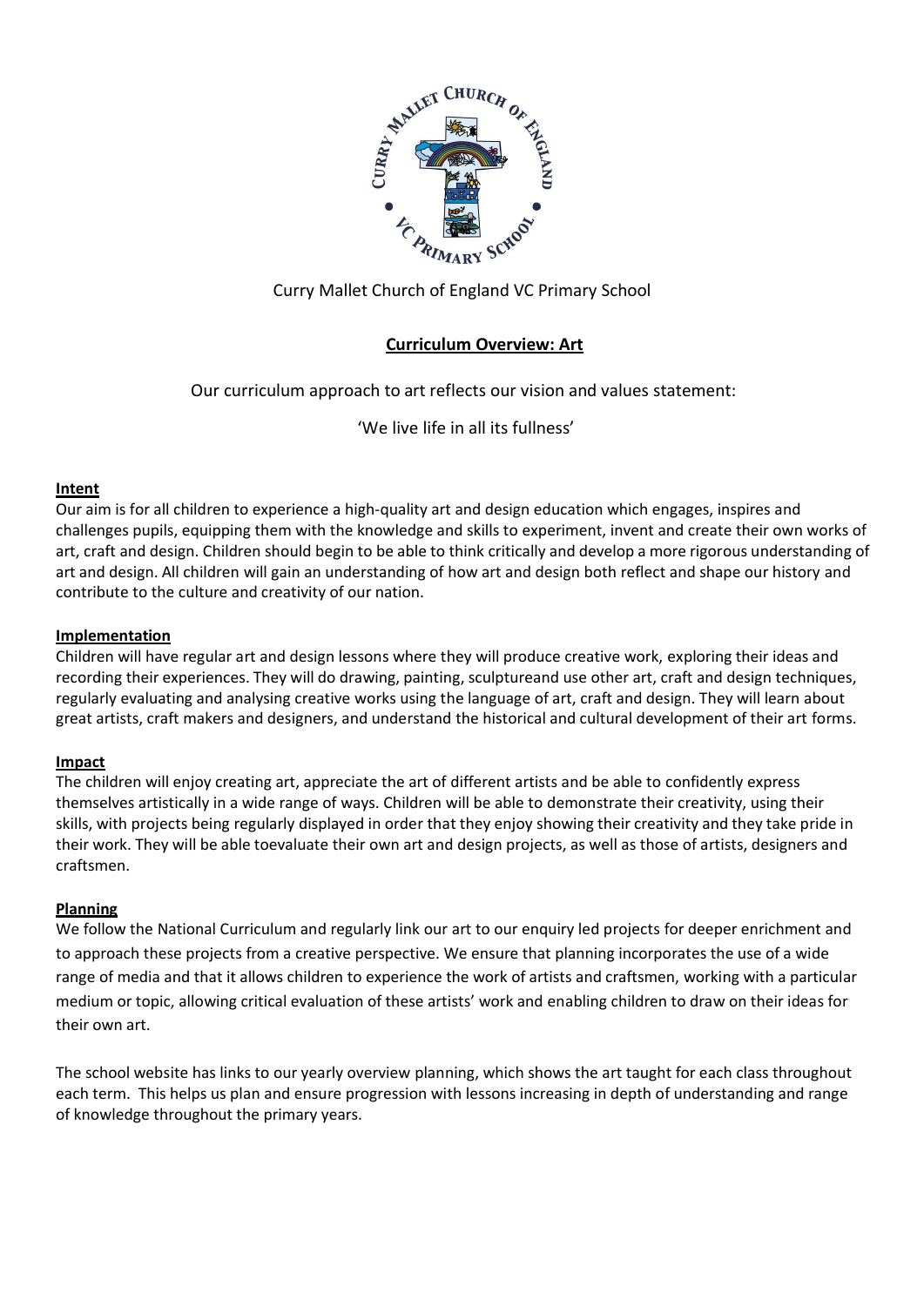Curry Mallet Church of England VC Primary School

## Curriculum Overview: Art

Our curriculum approach to art reflects our vision and values statement:

'We live life in all its fullness'

### Intent

Our aim is for all children to experience a high-quality art and design education which engages, inspires and challenges pupils, equipping them with the knowledge and skills to experiment, invent and create their own works of art, craft and design. Children should begin to be able to think critically and develop a more rigorous understanding of art and design. All children will gain an understanding of how art and design both reflect and shape our history and contribute to the culture and creativity of our nation.

### Implementation

Children will have regular art and design lessons where they will produce creative work, exploring their ideas and recording their experiences. They will do drawing, painting, sculptureand use other art, craft and design techniques, regularly evaluating and analysing creative works using the language of art, craft and design. They will learn about great artists, craft makers and designers, and understand the historical and cultural development of their art forms.

### Impact

The children will enjoy creating art, appreciate the art of different artists and be able to confidently express themselves artistically in a wide range of ways. Children will be able to demonstrate their creativity, using their skills, with projects being regularly displayed in order that they enjoy showing their creativity and they take pride in their work. They will be able toevaluate their own art and design projects, as well as those of artists, designers and craftsmen.

### Planning

We follow the National Curriculum and regularly link our art to our enquiry led projects for deeper enrichment and to approach these projects from a creative perspective. We ensure that planning incorporates the use of a wide range of media and that it allows children to experience the work of artists and craftsmen, working with a particular medium or topic, allowing critical evaluation of these artists' work and enabling children to draw on their ideas for their own art.

The school website has links to our yearly overview planning, which shows the art taught for each class throughout each term. This helps us plan and ensure progression with lessons increasing in depth of understanding and range of knowledge throughout the primary years.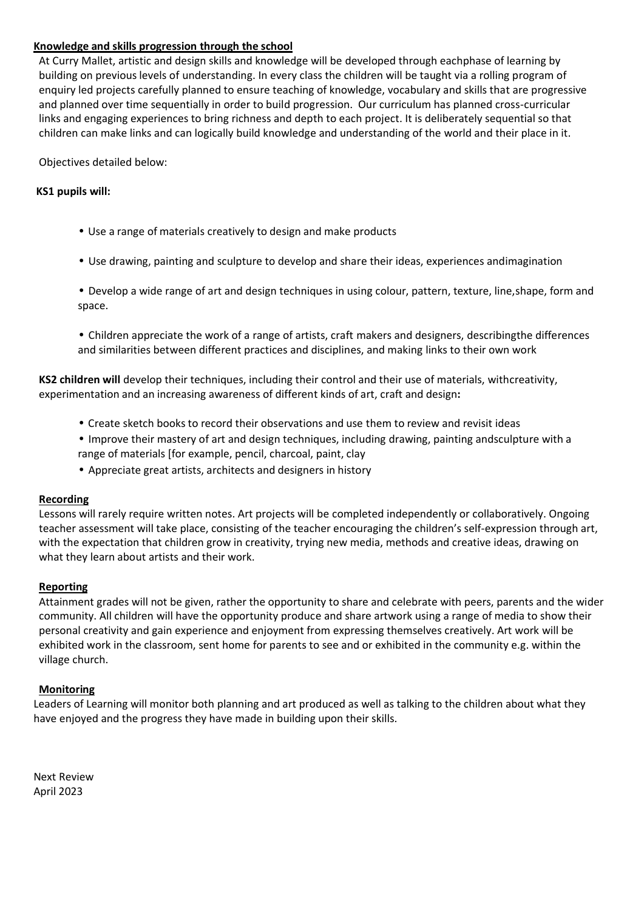## **Knowledge and skills progression through the school**

At Curry Mallet, artistic and design skills and knowledge will be developed through eachphase of learning by building on previous levels of understanding. In every class the children will be taught via a rolling program of enquiry led projects carefully planned to ensure teaching of knowledge, vocabulary and skills that are progressive and planned over time sequentially in order to build progression. Our curriculum has planned cross-curricular links and engaging experiences to bring richness and depth to each project. It is deliberately sequential so that children can make links and can logically build knowledge and understanding of the world and their place in it.

Objectives detailed below:

**KS1 pupils will:**

- Use a range of materials creatively to design and make products
- Use drawing, painting and sculpture to develop and share their ideas, experiences andimagination
- Develop a wide range of art and design techniques in using colour, pattern, texture, line,shape, form and space.
- Children appreciate the work of a range of artists, craft makers and designers, describingthe differences and similarities between different practices and disciplines, and making links to their own work

**KS2 children will** develop their techniques, including their control and their use of materials, withcreativity, experimentation and an increasing awareness of different kinds of art, craft and design**:**

- Create sketch books to record their observations and use them to review and revisit ideas
- Improve their mastery of art and design techniques, including drawing, painting andsculpture with a range of materials [for example, pencil, charcoal, paint, clay
- Appreciate great artists, architects and designers in history

### **Recording**

Lessons will rarely require written notes. Art projects will be completed independently or collaboratively. Ongoing teacher assessment will take place, consisting of the teacher encouraging the children's self-expression through art, with the expectation that children grow in creativity, trying new media, methods and creative ideas, drawing on what they learn about artists and their work.

### **Reporting**

Attainment grades will not be given, rather the opportunity to share and celebrate with peers, parents and the wider community. All children will have the opportunity produce and share artwork using a range of media to show their personal creativity and gain experience and enjoyment from expressing themselves creatively. Art work will be exhibited work in the classroom, sent home for parents to see and or exhibited in the community e.g. within the village church.

### **Monitoring**

Leaders of Learning will monitor both planning and art produced as well as talking to the children about what they have enjoyed and the progress they have made in building upon their skills.

Next Review
April 2023